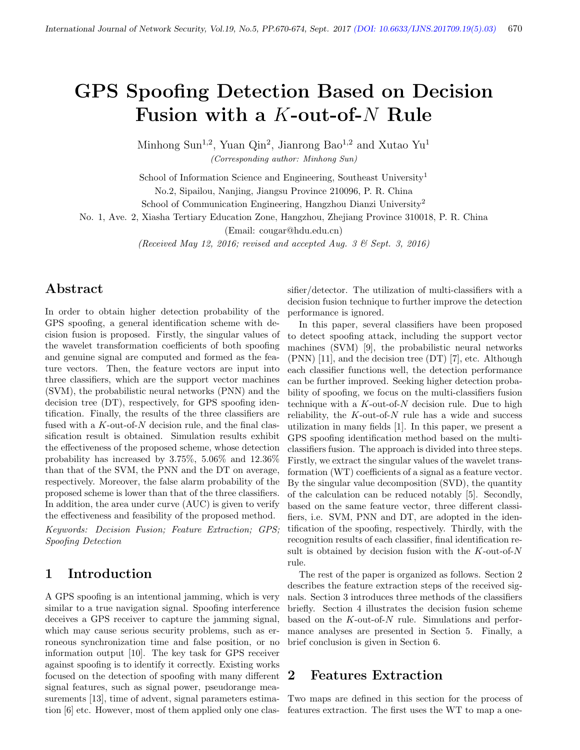# GPS Spoofing Detection Based on Decision Fusion with a $K$-out-of-$N$ Rule

Minhong Sun[1,2], Yuan Qin[2], Jianrong Bao[1,2] and Xutao Yu[1]

*(Corresponding author: Minhong Sun)*

School of Information Science and Engineering, Southeast University[1]

No.2, Sipailou, Nanjing, Jiangsu Province 210096, P. R. China

School of Communication Engineering, Hangzhou Dianzi University[2]

No. 1, Ave. 2, Xiasha Tertiary Education Zone, Hangzhou, Zhejiang Province 310018, P. R. China

(Email: cougar@hdu.edu.cn)

*(Received May 12, 2016; revised and accepted Aug. 3 & Sept. 3, 2016)*

## Abstract

In order to obtain higher detection probability of the GPS spoofing, a general identification scheme with decision fusion is proposed. Firstly, the singular values of the wavelet transformation coefficients of both spoofing and genuine signal are computed and formed as the feature vectors. Then, the feature vectors are input into three classifiers, which are the support vector machines (SVM), the probabilistic neural networks (PNN) and the decision tree (DT), respectively, for GPS spoofing identification. Finally, the results of the three classifiers are fused with a $K$-out-of-$N$ decision rule, and the final classification result is obtained. Simulation results exhibit the effectiveness of the proposed scheme, whose detection probability has increased by 3.75%, 5.06% and 12.36% than that of the SVM, the PNN and the DT on average, respectively. Moreover, the false alarm probability of the proposed scheme is lower than that of the three classifiers. In addition, the area under curve (AUC) is given to verify the effectiveness and feasibility of the proposed method.

*Keywords: Decision Fusion; Feature Extraction; GPS; Spoofing Detection*

## 1 Introduction

A GPS spoofing is an intentional jamming, which is very similar to a true navigation signal. Spoofing interference deceives a GPS receiver to capture the jamming signal, which may cause serious security problems, such as erroneous synchronization time and false position, or no information output [10]. The key task for GPS receiver against spoofing is to identify it correctly. Existing works focused on the detection of spoofing with many different signal features, such as signal power, pseudorange measurements [13], time of advent, signal parameters estimation [6] etc. However, most of them applied only one classifier/detector. The utilization of multi-classifiers with a decision fusion technique to further improve the detection performance is ignored.

In this paper, several classifiers have been proposed to detect spoofing attack, including the support vector machines (SVM) [9], the probabilistic neural networks (PNN) [11], and the decision tree (DT) [7], etc. Although each classifier functions well, the detection performance can be further improved. Seeking higher detection probability of spoofing, we focus on the multi-classifiers fusion technique with a $K$-out-of-$N$ decision rule. Due to high reliability, the $K$-out-of-$N$ rule has a wide and success utilization in many fields [1]. In this paper, we present a GPS spoofing identification method based on the multi-classifiers fusion. The approach is divided into three steps. Firstly, we extract the singular values of the wavelet transformation (WT) coefficients of a signal as a feature vector. By the singular value decomposition (SVD), the quantity of the calculation can be reduced notably [5]. Secondly, based on the same feature vector, three different classifiers, i.e. SVM, PNN and DT, are adopted in the identification of the spoofing, respectively. Thirdly, with the recognition results of each classifier, final identification result is obtained by decision fusion with the $K$-out-of-$N$ rule.

The rest of the paper is organized as follows. Section 2 describes the feature extraction steps of the received signals. Section 3 introduces three methods of the classifiers briefly. Section 4 illustrates the decision fusion scheme based on the $K$-out-of-$N$ rule. Simulations and performance analyses are presented in Section 5. Finally, a brief conclusion is given in Section 6.

## 2 Features Extraction

Two maps are defined in this section for the process of features extraction. The first uses the WT to map a one-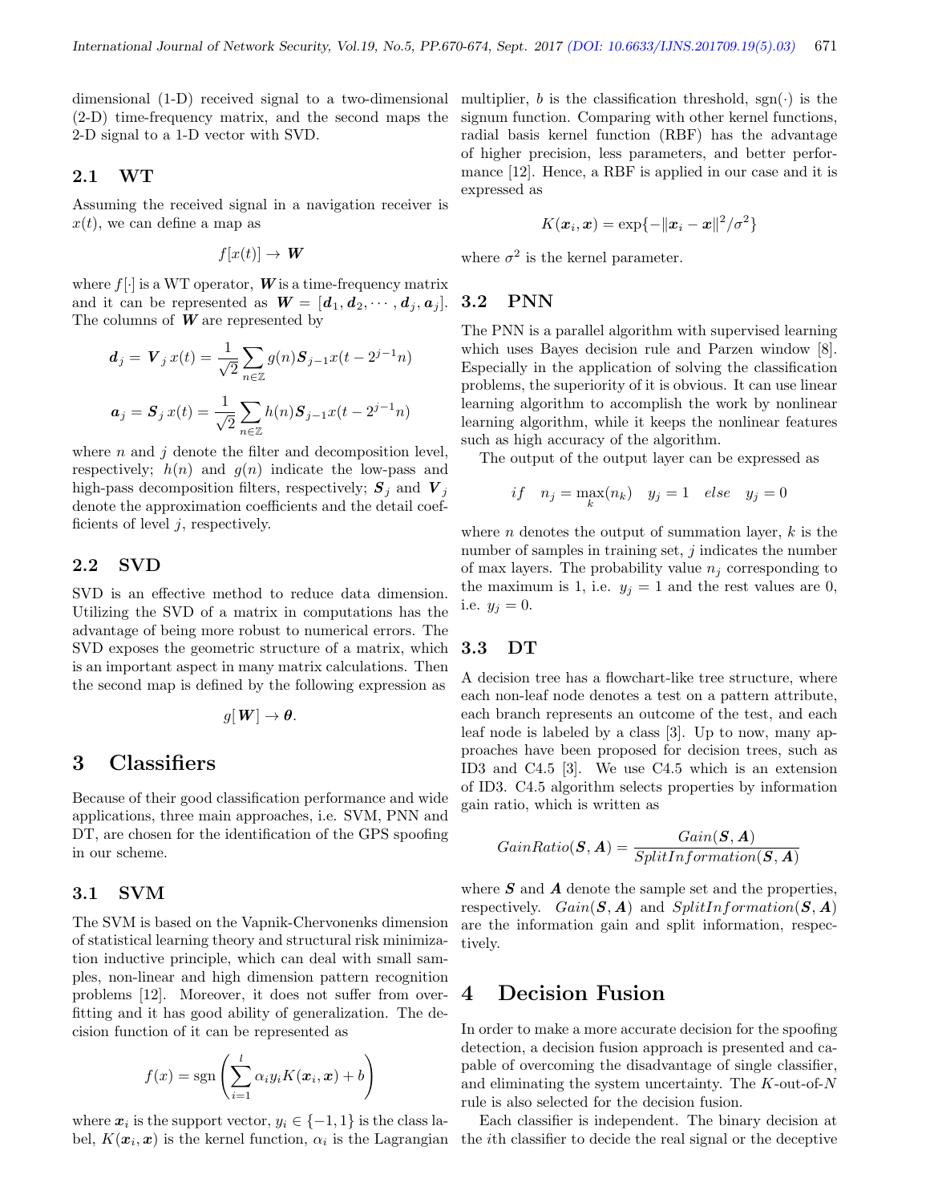dimensional (1-D) received signal to a two-dimensional (2-D) time-frequency matrix, and the second maps the 2-D signal to a 1-D vector with SVD.

### 2.1 WT

Assuming the received signal in a navigation receiver is $x(t)$, we can define a map as

$$f[x(t)] \rightarrow \boldsymbol{W}$$

where $f[\cdot]$ is a WT operator, $\boldsymbol{W}$ is a time-frequency matrix and it can be represented as $\boldsymbol{W} = [\boldsymbol{d}_1, \boldsymbol{d}_2, \cdots, \boldsymbol{d}_j, \boldsymbol{a}_j]$. The columns of $\boldsymbol{W}$ are represented by

$$\boldsymbol{d}_j = \boldsymbol{V}_j\, x(t) = \frac{1}{\sqrt{2}} \sum_{n \in \mathbb{Z}} g(n) \boldsymbol{S}_{j-1} x(t - 2^{j-1} n)$$

$$\boldsymbol{a}_j = \boldsymbol{S}_j\, x(t) = \frac{1}{\sqrt{2}} \sum_{n \in \mathbb{Z}} h(n) \boldsymbol{S}_{j-1} x(t - 2^{j-1} n)$$

where $n$ and $j$ denote the filter and decomposition level, respectively; $h(n)$ and $g(n)$ indicate the low-pass and high-pass decomposition filters, respectively; $\boldsymbol{S}_j$ and $\boldsymbol{V}_j$ denote the approximation coefficients and the detail coefficients of level $j$, respectively.

### 2.2 SVD

SVD is an effective method to reduce data dimension. Utilizing the SVD of a matrix in computations has the advantage of being more robust to numerical errors. The SVD exposes the geometric structure of a matrix, which is an important aspect in many matrix calculations. Then the second map is defined by the following expression as

$$g[\boldsymbol{W}] \rightarrow \boldsymbol{\theta}.$$

## 3 Classifiers

Because of their good classification performance and wide applications, three main approaches, i.e. SVM, PNN and DT, are chosen for the identification of the GPS spoofing in our scheme.

### 3.1 SVM

The SVM is based on the Vapnik-Chervonenks dimension of statistical learning theory and structural risk minimization inductive principle, which can deal with small samples, non-linear and high dimension pattern recognition problems [12]. Moreover, it does not suffer from overfitting and it has good ability of generalization. The decision function of it can be represented as

$$f(x) = \operatorname{sgn}\left( \sum_{i=1}^{l} \alpha_i y_i K(\boldsymbol{x}_i, \boldsymbol{x}) + b \right)$$

where $\boldsymbol{x}_i$ is the support vector, $y_i \in \{-1, 1\}$ is the class label, $K(\boldsymbol{x}_i, \boldsymbol{x})$ is the kernel function, $\alpha_i$ is the Lagrangian multiplier, $b$ is the classification threshold, $\operatorname{sgn}(\cdot)$ is the signum function. Comparing with other kernel functions, radial basis kernel function (RBF) has the advantage of higher precision, less parameters, and better performance [12]. Hence, a RBF is applied in our case and it is expressed as

$$K(\boldsymbol{x}_i, \boldsymbol{x}) = \exp\{-\|\boldsymbol{x}_i - \boldsymbol{x}\|^2 / \sigma^2\}$$

where $\sigma^2$ is the kernel parameter.

### 3.2 PNN

The PNN is a parallel algorithm with supervised learning which uses Bayes decision rule and Parzen window [8]. Especially in the application of solving the classification problems, the superiority of it is obvious. It can use linear learning algorithm to accomplish the work by nonlinear learning algorithm, while it keeps the nonlinear features such as high accuracy of the algorithm.

The output of the output layer can be expressed as

$$if \quad n_j = \max_k(n_k) \quad y_j = 1 \quad else \quad y_j = 0$$

where $n$ denotes the output of summation layer, $k$ is the number of samples in training set, $j$ indicates the number of max layers. The probability value $n_j$ corresponding to the maximum is 1, i.e. $y_j = 1$ and the rest values are 0, i.e. $y_j = 0$.

### 3.3 DT

A decision tree has a flowchart-like tree structure, where each non-leaf node denotes a test on a pattern attribute, each branch represents an outcome of the test, and each leaf node is labeled by a class [3]. Up to now, many approaches have been proposed for decision trees, such as ID3 and C4.5 [3]. We use C4.5 which is an extension of ID3. C4.5 algorithm selects properties by information gain ratio, which is written as

$$GainRatio(\boldsymbol{S}, \boldsymbol{A}) = \frac{Gain(\boldsymbol{S}, \boldsymbol{A})}{SplitInformation(\boldsymbol{S}, \boldsymbol{A})}$$

where $\boldsymbol{S}$ and $\boldsymbol{A}$ denote the sample set and the properties, respectively. $Gain(\boldsymbol{S}, \boldsymbol{A})$ and $SplitInformation(\boldsymbol{S}, \boldsymbol{A})$ are the information gain and split information, respectively.

## 4 Decision Fusion

In order to make a more accurate decision for the spoofing detection, a decision fusion approach is presented and capable of overcoming the disadvantage of single classifier, and eliminating the system uncertainty. The $K$-out-of-$N$ rule is also selected for the decision fusion.

Each classifier is independent. The binary decision at the $i$th classifier to decide the real signal or the deceptive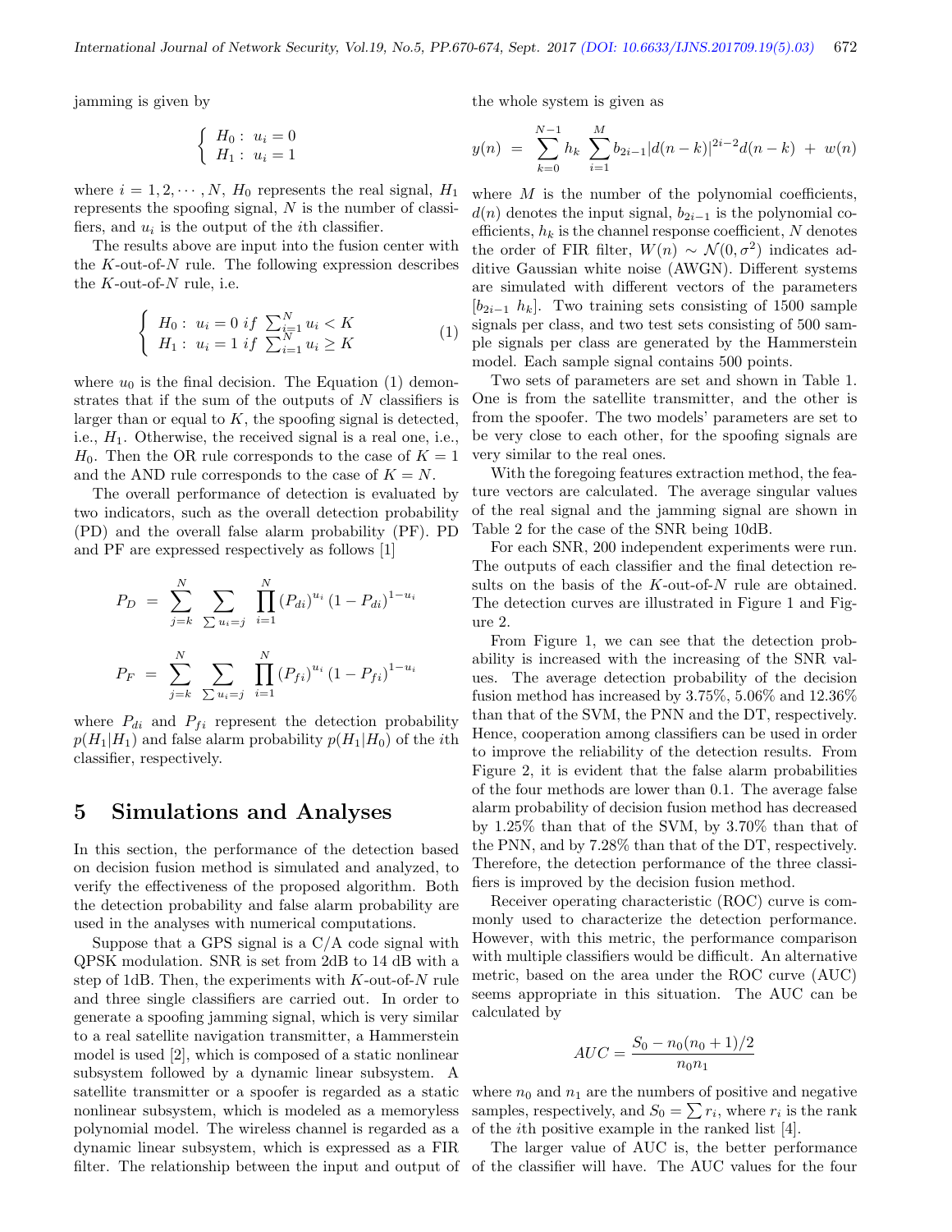jamming is given by

$$\begin{cases} H_0: \ u_i = 0 \\ H_1: \ u_i = 1 \end{cases}$$

where $i = 1, 2, \cdots, N$, $H_0$ represents the real signal, $H_1$ represents the spoofing signal, $N$ is the number of classifiers, and $u_i$ is the output of the $i$th classifier.

The results above are input into the fusion center with the $K$-out-of-$N$ rule. The following expression describes the $K$-out-of-$N$ rule, i.e.

$$\begin{cases} H_0: \ u_i = 0 \ if \ \sum_{i=1}^{N} u_i < K \\ H_1: \ u_i = 1 \ if \ \sum_{i=1}^{N} u_i \geq K \end{cases} \tag{1}$$

where $u_0$ is the final decision. The Equation (1) demonstrates that if the sum of the outputs of $N$ classifiers is larger than or equal to $K$, the spoofing signal is detected, i.e., $H_1$. Otherwise, the received signal is a real one, i.e., $H_0$. Then the OR rule corresponds to the case of $K = 1$ and the AND rule corresponds to the case of $K = N$.

The overall performance of detection is evaluated by two indicators, such as the overall detection probability (PD) and the overall false alarm probability (PF). PD and PF are expressed respectively as follows [1]

$$P_D = \sum_{j=k}^{N} \sum_{\sum u_i = j} \prod_{i=1}^{N} (P_{di})^{u_i} (1 - P_{di})^{1-u_i}$$

$$P_F = \sum_{j=k}^{N} \sum_{\sum u_i = j} \prod_{i=1}^{N} (P_{fi})^{u_i} (1 - P_{fi})^{1-u_i}$$

where $P_{di}$ and $P_{fi}$ represent the detection probability $p(H_1|H_1)$ and false alarm probability $p(H_1|H_0)$ of the $i$th classifier, respectively.

## 5 Simulations and Analyses

In this section, the performance of the detection based on decision fusion method is simulated and analyzed, to verify the effectiveness of the proposed algorithm. Both the detection probability and false alarm probability are used in the analyses with numerical computations.

Suppose that a GPS signal is a C/A code signal with QPSK modulation. SNR is set from 2dB to 14 dB with a step of 1dB. Then, the experiments with $K$-out-of-$N$ rule and three single classifiers are carried out. In order to generate a spoofing jamming signal, which is very similar to a real satellite navigation transmitter, a Hammerstein model is used [2], which is composed of a static nonlinear subsystem followed by a dynamic linear subsystem. A satellite transmitter or a spoofer is regarded as a static nonlinear subsystem, which is modeled as a memoryless polynomial model. The wireless channel is regarded as a dynamic linear subsystem, which is expressed as a FIR filter. The relationship between the input and output of the whole system is given as

$$y(n) = \sum_{k=0}^{N-1} h_k \sum_{i=1}^{M} b_{2i-1} |d(n-k)|^{2i-2} d(n-k) + w(n)$$

where $M$ is the number of the polynomial coefficients, $d(n)$ denotes the input signal, $b_{2i-1}$ is the polynomial coefficients, $h_k$ is the channel response coefficient, $N$ denotes the order of FIR filter, $W(n) \sim \mathcal{N}(0, \sigma^2)$ indicates additive Gaussian white noise (AWGN). Different systems are simulated with different vectors of the parameters $[b_{2i-1} \ h_k]$. Two training sets consisting of 1500 sample signals per class, and two test sets consisting of 500 sample signals per class are generated by the Hammerstein model. Each sample signal contains 500 points.

Two sets of parameters are set and shown in Table 1. One is from the satellite transmitter, and the other is from the spoofer. The two models' parameters are set to be very close to each other, for the spoofing signals are very similar to the real ones.

With the foregoing features extraction method, the feature vectors are calculated. The average singular values of the real signal and the jamming signal are shown in Table 2 for the case of the SNR being 10dB.

For each SNR, 200 independent experiments were run. The outputs of each classifier and the final detection results on the basis of the $K$-out-of-$N$ rule are obtained. The detection curves are illustrated in Figure 1 and Figure 2.

From Figure 1, we can see that the detection probability is increased with the increasing of the SNR values. The average detection probability of the decision fusion method has increased by 3.75%, 5.06% and 12.36% than that of the SVM, the PNN and the DT, respectively. Hence, cooperation among classifiers can be used in order to improve the reliability of the detection results. From Figure 2, it is evident that the false alarm probabilities of the four methods are lower than 0.1. The average false alarm probability of decision fusion method has decreased by 1.25% than that of the SVM, by 3.70% than that of the PNN, and by 7.28% than that of the DT, respectively. Therefore, the detection performance of the three classifiers is improved by the decision fusion method.

Receiver operating characteristic (ROC) curve is commonly used to characterize the detection performance. However, with this metric, the performance comparison with multiple classifiers would be difficult. An alternative metric, based on the area under the ROC curve (AUC) seems appropriate in this situation. The AUC can be calculated by

$$AUC = \frac{S_0 - n_0(n_0 + 1)/2}{n_0 n_1}$$

where $n_0$ and $n_1$ are the numbers of positive and negative samples, respectively, and $S_0 = \sum r_i$, where $r_i$ is the rank of the $i$th positive example in the ranked list [4].

The larger value of AUC is, the better performance of the classifier will have. The AUC values for the four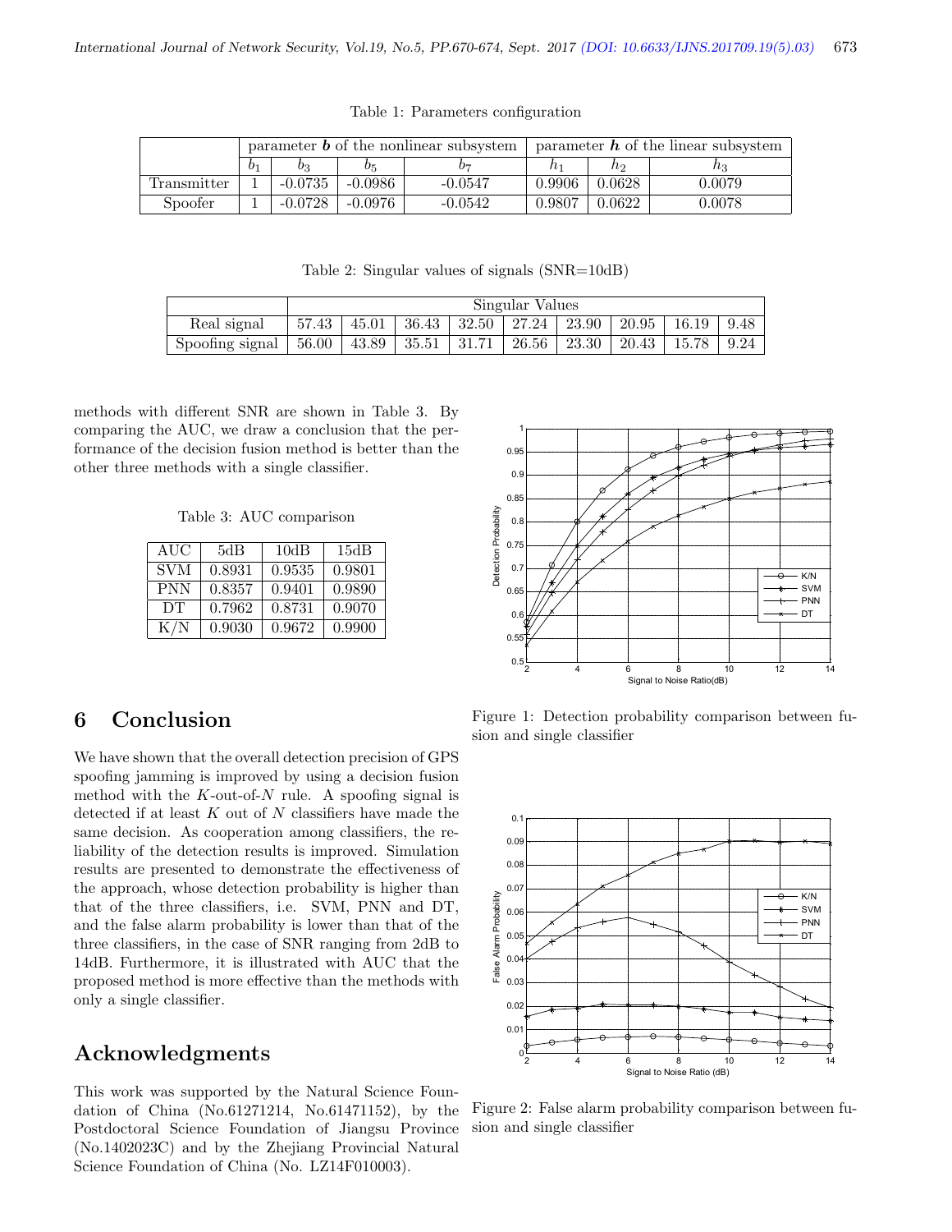Table 1: Parameters configuration

| | parameter $\boldsymbol{b}$ of the nonlinear subsystem | | | | parameter $\boldsymbol{h}$ of the linear subsystem | | |
|---|---|---|---|---|---|---|---|
| | $b_1$ | $b_3$ | $b_5$ | $b_7$ | $h_1$ | $h_2$ | $h_3$ |
| Transmitter | 1 | -0.0735 | -0.0986 | -0.0547 | 0.9906 | 0.0628 | 0.0079 |
| Spoofer | 1 | -0.0728 | -0.0976 | -0.0542 | 0.9807 | 0.0622 | 0.0078 |

Table 2: Singular values of signals (SNR=10dB)

| | Singular Values | | | | | | | | |
|---|---|---|---|---|---|---|---|---|---|
| Real signal | 57.43 | 45.01 | 36.43 | 32.50 | 27.24 | 23.90 | 20.95 | 16.19 | 9.48 |
| Spoofing signal | 56.00 | 43.89 | 35.51 | 31.71 | 26.56 | 23.30 | 20.43 | 15.78 | 9.24 |

methods with different SNR are shown in Table 3. By comparing the AUC, we draw a conclusion that the performance of the decision fusion method is better than the other three methods with a single classifier.

Table 3: AUC comparison

| AUC | 5dB | 10dB | 15dB |
|---|---|---|---|
| SVM | 0.8931 | 0.9535 | 0.9801 |
| PNN | 0.8357 | 0.9401 | 0.9890 |
| DT | 0.7962 | 0.8731 | 0.9070 |
| K/N | 0.9030 | 0.9672 | 0.9900 |

Figure 1: Detection probability comparison between fusion and single classifier

Figure 2: False alarm probability comparison between fusion and single classifier

## 6 Conclusion

We have shown that the overall detection precision of GPS spoofing jamming is improved by using a decision fusion method with the $K$-out-of-$N$ rule. A spoofing signal is detected if at least $K$ out of $N$ classifiers have made the same decision. As cooperation among classifiers, the reliability of the detection results is improved. Simulation results are presented to demonstrate the effectiveness of the approach, whose detection probability is higher than that of the three classifiers, i.e. SVM, PNN and DT, and the false alarm probability is lower than that of the three classifiers, in the case of SNR ranging from 2dB to 14dB. Furthermore, it is illustrated with AUC that the proposed method is more effective than the methods with only a single classifier.

## Acknowledgments

This work was supported by the Natural Science Foundation of China (No.61271214, No.61471152), by the Postdoctoral Science Foundation of Jiangsu Province (No.1402023C) and by the Zhejiang Provincial Natural Science Foundation of China (No. LZ14F010003).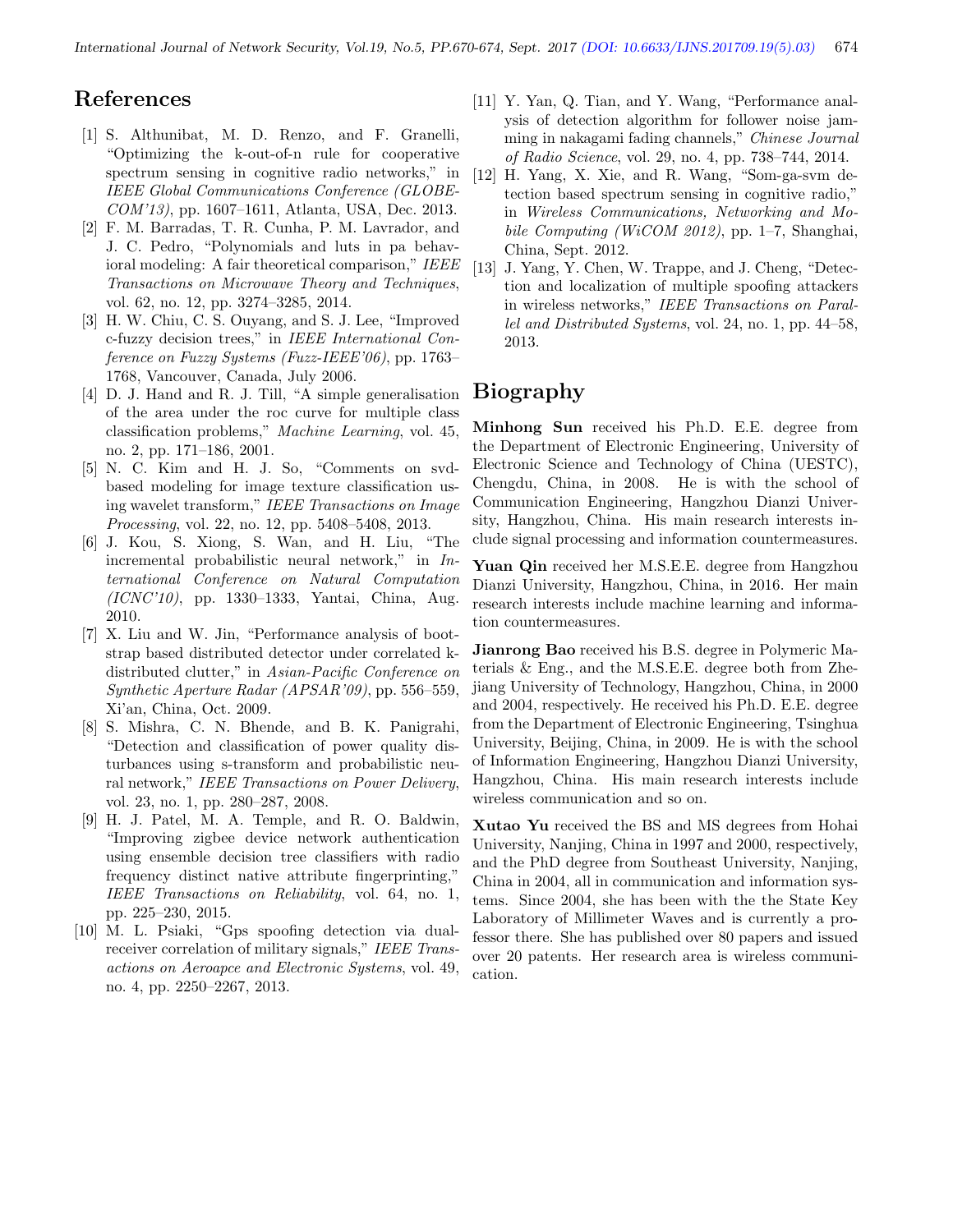## References

[1] S. Althunibat, M. D. Renzo, and F. Granelli, "Optimizing the k-out-of-n rule for cooperative spectrum sensing in cognitive radio networks," in *IEEE Global Communications Conference (GLOBECOM'13)*, pp. 1607–1611, Atlanta, USA, Dec. 2013.

[2] F. M. Barradas, T. R. Cunha, P. M. Lavrador, and J. C. Pedro, "Polynomials and luts in pa behavioral modeling: A fair theoretical comparison," *IEEE Transactions on Microwave Theory and Techniques*, vol. 62, no. 12, pp. 3274–3285, 2014.

[3] H. W. Chiu, C. S. Ouyang, and S. J. Lee, "Improved c-fuzzy decision trees," in *IEEE International Conference on Fuzzy Systems (Fuzz-IEEE'06)*, pp. 1763–1768, Vancouver, Canada, July 2006.

[4] D. J. Hand and R. J. Till, "A simple generalisation of the area under the roc curve for multiple class classification problems," *Machine Learning*, vol. 45, no. 2, pp. 171–186, 2001.

[5] N. C. Kim and H. J. So, "Comments on svd-based modeling for image texture classification using wavelet transform," *IEEE Transactions on Image Processing*, vol. 22, no. 12, pp. 5408–5408, 2013.

[6] J. Kou, S. Xiong, S. Wan, and H. Liu, "The incremental probabilistic neural network," in *International Conference on Natural Computation (ICNC'10)*, pp. 1330–1333, Yantai, China, Aug. 2010.

[7] X. Liu and W. Jin, "Performance analysis of bootstrap based distributed detector under correlated k-distributed clutter," in *Asian-Pacific Conference on Synthetic Aperture Radar (APSAR'09)*, pp. 556–559, Xi'an, China, Oct. 2009.

[8] S. Mishra, C. N. Bhende, and B. K. Panigrahi, "Detection and classification of power quality disturbances using s-transform and probabilistic neural network," *IEEE Transactions on Power Delivery*, vol. 23, no. 1, pp. 280–287, 2008.

[9] H. J. Patel, M. A. Temple, and R. O. Baldwin, "Improving zigbee device network authentication using ensemble decision tree classifiers with radio frequency distinct native attribute fingerprinting," *IEEE Transactions on Reliability*, vol. 64, no. 1, pp. 225–230, 2015.

[10] M. L. Psiaki, "Gps spoofing detection via dual-receiver correlation of military signals," *IEEE Transactions on Aeroapce and Electronic Systems*, vol. 49, no. 4, pp. 2250–2267, 2013.

[11] Y. Yan, Q. Tian, and Y. Wang, "Performance analysis of detection algorithm for follower noise jamming in nakagami fading channels," *Chinese Journal of Radio Science*, vol. 29, no. 4, pp. 738–744, 2014.

[12] H. Yang, X. Xie, and R. Wang, "Som-ga-svm detection based spectrum sensing in cognitive radio," in *Wireless Communications, Networking and Mobile Computing (WiCOM 2012)*, pp. 1–7, Shanghai, China, Sept. 2012.

[13] J. Yang, Y. Chen, W. Trappe, and J. Cheng, "Detection and localization of multiple spoofing attackers in wireless networks," *IEEE Transactions on Parallel and Distributed Systems*, vol. 24, no. 1, pp. 44–58, 2013.

## Biography

**Minhong Sun** received his Ph.D. E.E. degree from the Department of Electronic Engineering, University of Electronic Science and Technology of China (UESTC), Chengdu, China, in 2008. He is with the school of Communication Engineering, Hangzhou Dianzi University, Hangzhou, China. His main research interests include signal processing and information countermeasures.

**Yuan Qin** received her M.S.E.E. degree from Hangzhou Dianzi University, Hangzhou, China, in 2016. Her main research interests include machine learning and information countermeasures.

**Jianrong Bao** received his B.S. degree in Polymeric Materials & Eng., and the M.S.E.E. degree both from Zhejiang University of Technology, Hangzhou, China, in 2000 and 2004, respectively. He received his Ph.D. E.E. degree from the Department of Electronic Engineering, Tsinghua University, Beijing, China, in 2009. He is with the school of Information Engineering, Hangzhou Dianzi University, Hangzhou, China. His main research interests include wireless communication and so on.

**Xutao Yu** received the BS and MS degrees from Hohai University, Nanjing, China in 1997 and 2000, respectively, and the PhD degree from Southeast University, Nanjing, China in 2004, all in communication and information systems. Since 2004, she has been with the the State Key Laboratory of Millimeter Waves and is currently a professor there. She has published over 80 papers and issued over 20 patents. Her research area is wireless communication.